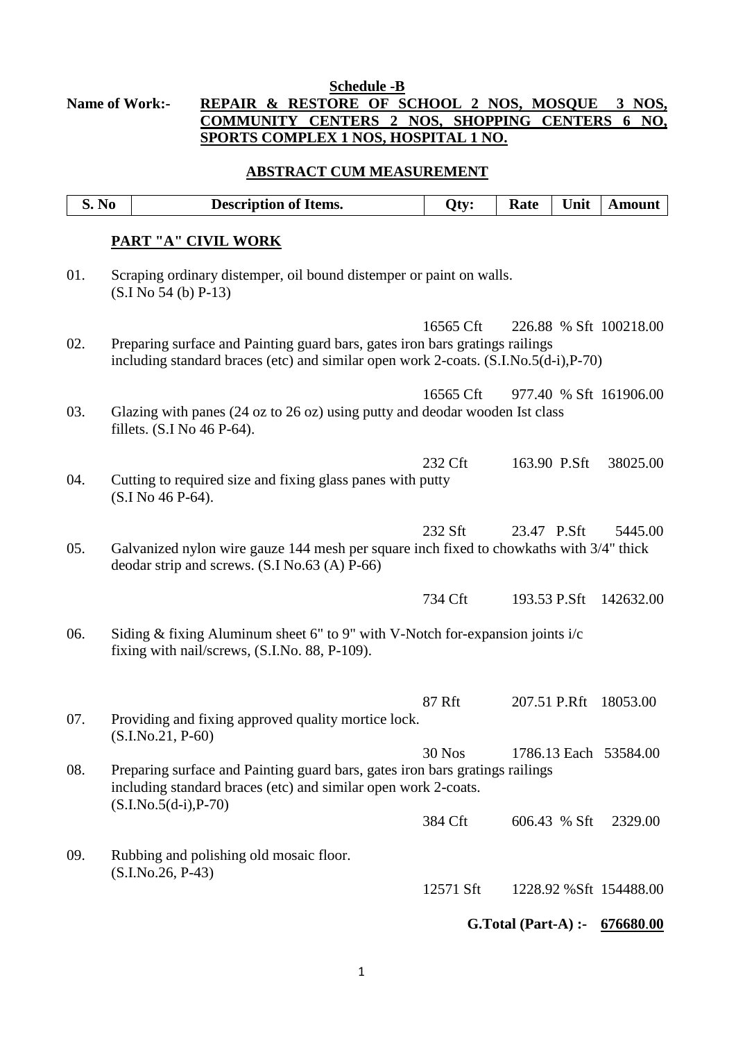**Schedule -B**

**Name of Work:- REPAIR & RESTORE OF SCHOOL 2 NOS, MOSQUE 3 NOS, COMMUNITY CENTERS 2 NOS, SHOPPING CENTERS 6 NO, SPORTS COMPLEX 1 NOS, HOSPITAL 1 NO.**

**ABSTRACT CUM MEASUREMENT**

| S. No | Description of Items. | Qty: | Rate | Unit | Amount |
|---|---|---|---|---|---|
| | **PART "A" CIVIL WORK** | | | | |
| 01. | Scraping ordinary distemper, oil bound distemper or paint on walls. (S.I No 54 (b) P-13) | 16565 Cft | 226.88 | % Sft | 100218.00 |
| 02. | Preparing surface and Painting guard bars, gates iron bars gratings railings including standard braces (etc) and similar open work 2-coats. (S.I.No.5(d-i),P-70) | 16565 Cft | 977.40 | % Sft | 161906.00 |
| 03. | Glazing with panes (24 oz to 26 oz) using putty and deodar wooden Ist class fillets. (S.I No 46 P-64). | 232 Cft | 163.90 | P.Sft | 38025.00 |
| 04. | Cutting to required size and fixing glass panes with putty (S.I No 46 P-64). | 232 Sft | 23.47 | P.Sft | 5445.00 |
| 05. | Galvanized nylon wire gauze 144 mesh per square inch fixed to chowkaths with 3/4" thick deodar strip and screws. (S.I No.63 (A) P-66) | 734 Cft | 193.53 | P.Sft | 142632.00 |
| 06. | Siding & fixing Aluminum sheet 6" to 9" with V-Notch for-expansion joints i/c fixing with nail/screws, (S.I.No. 88, P-109). | 87 Rft | 207.51 | P.Rft | 18053.00 |
| 07. | Providing and fixing approved quality mortice lock. (S.I.No.21, P-60) | 30 Nos | 1786.13 | Each | 53584.00 |
| 08. | Preparing surface and Painting guard bars, gates iron bars gratings railings including standard braces (etc) and similar open work 2-coats. (S.I.No.5(d-i),P-70) | 384 Cft | 606.43 | % Sft | 2329.00 |
| 09. | Rubbing and polishing old mosaic floor. (S.I.No.26, P-43) | 12571 Sft | 1228.92 | %Sft | 154488.00 |
| | | | | **G.Total (Part-A) :-** | **676680.00** |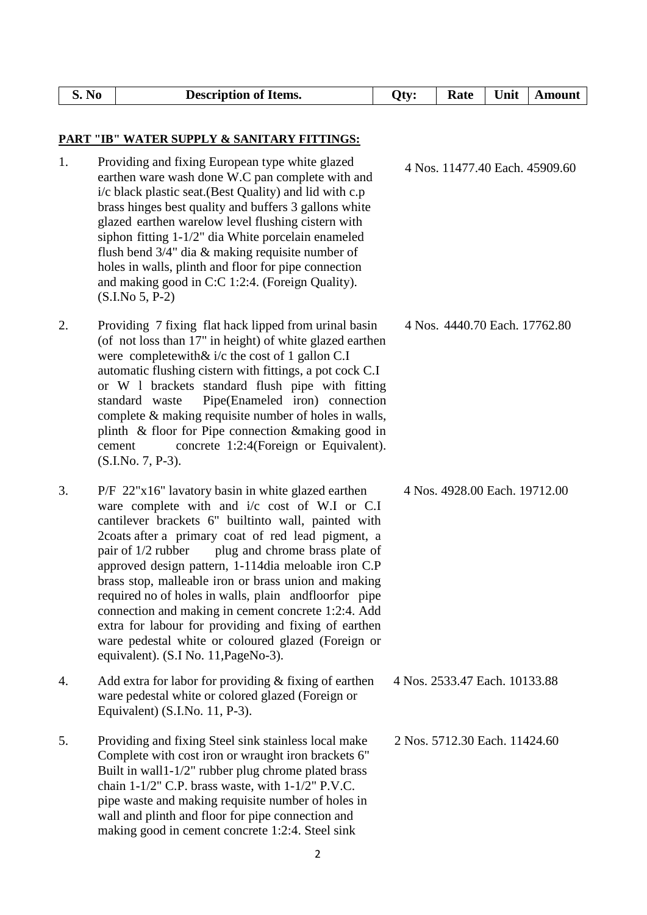| S. No | Description of Items. | Qty: | Rate | Unit | Amount |
|---|---|---|---|---|---|

**PART "IB" WATER SUPPLY & SANITARY FITTINGS:**

| S. No | Description of Items. | Qty: | Rate | Unit | Amount |
|---|---|---|---|---|---|
| 1. | Providing and fixing European type white glazed earthen ware wash done W.C pan complete with and i/c black plastic seat.(Best Quality) and lid with c.p brass hinges best quality and buffers 3 gallons white glazed earthen warelow level flushing cistern with siphon fitting 1-1/2" dia White porcelain enameled flush bend 3/4" dia & making requisite number of holes in walls, plinth and floor for pipe connection and making good in C:C 1:2:4. (Foreign Quality). (S.I.No 5, P-2) | 4 Nos. | 11477.40 | Each. | 45909.60 |
| 2. | Providing 7 fixing flat hack lipped from urinal basin (of not loss than 17" in height) of white glazed earthen were completewith& i/c the cost of 1 gallon C.I automatic flushing cistern with fittings, a pot cock C.I or W l brackets standard flush pipe with fitting standard waste Pipe(Enameled iron) connection complete & making requisite number of holes in walls, plinth & floor for Pipe connection &making good in cement concrete 1:2:4(Foreign or Equivalent). (S.I.No. 7, P-3). | 4 Nos. | 4440.70 | Each. | 17762.80 |
| 3. | P/F 22"x16" lavatory basin in white glazed earthen ware complete with and i/c cost of W.I or C.I cantilever brackets 6" builtinto wall, painted with 2coats after a primary coat of red lead pigment, a pair of 1/2 rubber plug and chrome brass plate of approved design pattern, 1-114dia meloable iron C.P brass stop, malleable iron or brass union and making required no of holes in walls, plain andfloorfor pipe connection and making in cement concrete 1:2:4. Add extra for labour for providing and fixing of earthen ware pedestal white or coloured glazed (Foreign or equivalent). (S.I No. 11,PageNo-3). | 4 Nos. | 4928.00 | Each. | 19712.00 |
| 4. | Add extra for labor for providing & fixing of earthen ware pedestal white or colored glazed (Foreign or Equivalent) (S.I.No. 11, P-3). | 4 Nos. | 2533.47 | Each. | 10133.88 |
| 5. | Providing and fixing Steel sink stainless local make Complete with cost iron or wraught iron brackets 6" Built in wall1-1/2" rubber plug chrome plated brass chain 1-1/2" C.P. brass waste, with 1-1/2" P.V.C. pipe waste and making requisite number of holes in wall and plinth and floor for pipe connection and making good in cement concrete 1:2:4. Steel sink | 2 Nos. | 5712.30 | Each. | 11424.60 |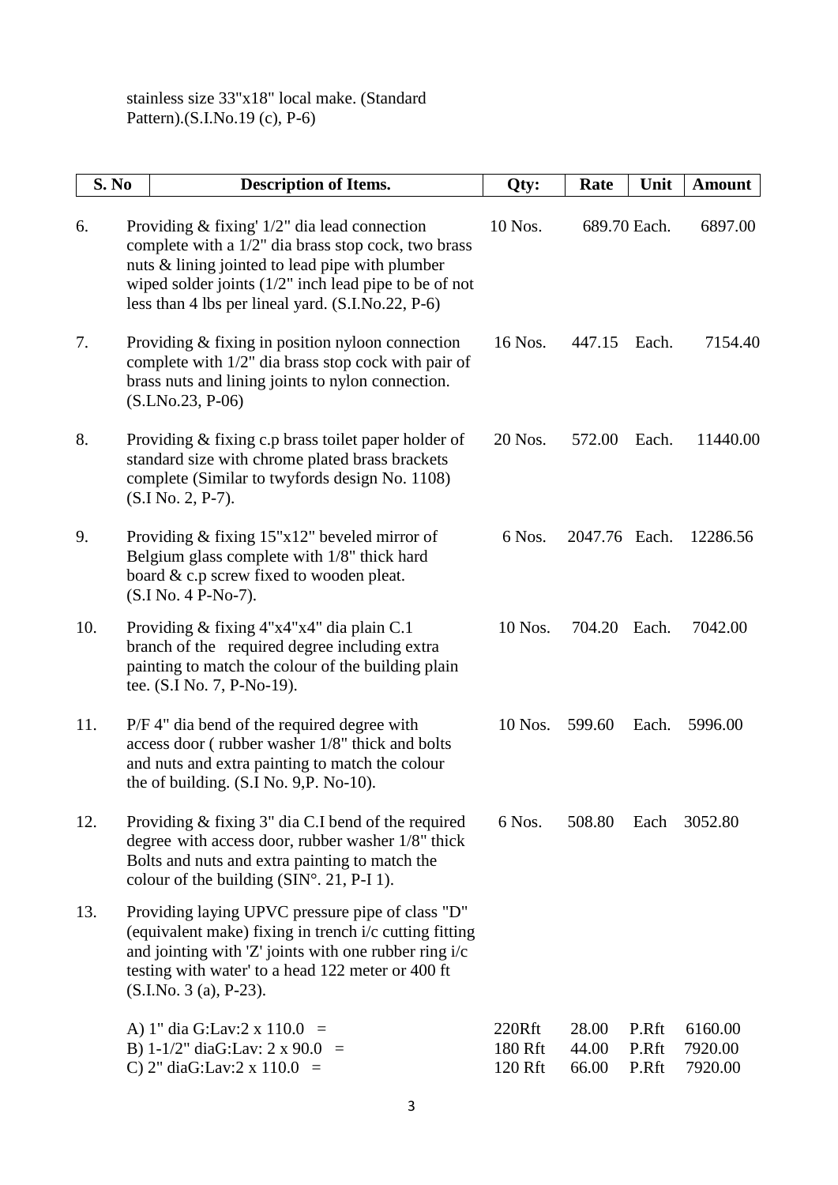stainless size 33"x18" local make. (Standard Pattern).(S.I.No.19 (c), P-6)

| S. No | Description of Items. | Qty: | Rate | Unit | Amount |
|---|---|---|---|---|---|
| 6. | Providing & fixing' 1/2" dia lead connection complete with a 1/2" dia brass stop cock, two brass nuts & lining jointed to lead pipe with plumber wiped solder joints (1/2" inch lead pipe to be of not less than 4 lbs per lineal yard. (S.I.No.22, P-6) | 10 Nos. | 689.70 | Each. | 6897.00 |
| 7. | Providing & fixing in position nyloon connection complete with 1/2" dia brass stop cock with pair of brass nuts and lining joints to nylon connection. (S.LNo.23, P-06) | 16 Nos. | 447.15 | Each. | 7154.40 |
| 8. | Providing & fixing c.p brass toilet paper holder of standard size with chrome plated brass brackets complete (Similar to twyfords design No. 1108) (S.I No. 2, P-7). | 20 Nos. | 572.00 | Each. | 11440.00 |
| 9. | Providing & fixing 15"x12" beveled mirror of Belgium glass complete with 1/8" thick hard board & c.p screw fixed to wooden pleat. (S.I No. 4 P-No-7). | 6 Nos. | 2047.76 | Each. | 12286.56 |
| 10. | Providing & fixing 4"x4"x4" dia plain C.1 branch of the required degree including extra painting to match the colour of the building plain tee. (S.I No. 7, P-No-19). | 10 Nos. | 704.20 | Each. | 7042.00 |
| 11. | P/F 4" dia bend of the required degree with access door ( rubber washer 1/8" thick and bolts and nuts and extra painting to match the colour the of building. (S.I No. 9,P. No-10). | 10 Nos. | 599.60 | Each. | 5996.00 |
| 12. | Providing & fixing 3" dia C.I bend of the required degree with access door, rubber washer 1/8" thick Bolts and nuts and extra painting to match the colour of the building (SIN°. 21, P-I 1). | 6 Nos. | 508.80 | Each | 3052.80 |
| 13. | Providing laying UPVC pressure pipe of class "D" (equivalent make) fixing in trench i/c cutting fitting and jointing with 'Z' joints with one rubber ring i/c testing with water' to a head 122 meter or 400 ft (S.I.No. 3 (a), P-23). | | | | |
| | A) 1" dia G:Lav:2 x 110.0 = | 220Rft | 28.00 | P.Rft | 6160.00 |
| | B) 1-1/2" diaG:Lav: 2 x 90.0 = | 180 Rft | 44.00 | P.Rft | 7920.00 |
| | C) 2" diaG:Lav:2 x 110.0 = | 120 Rft | 66.00 | P.Rft | 7920.00 |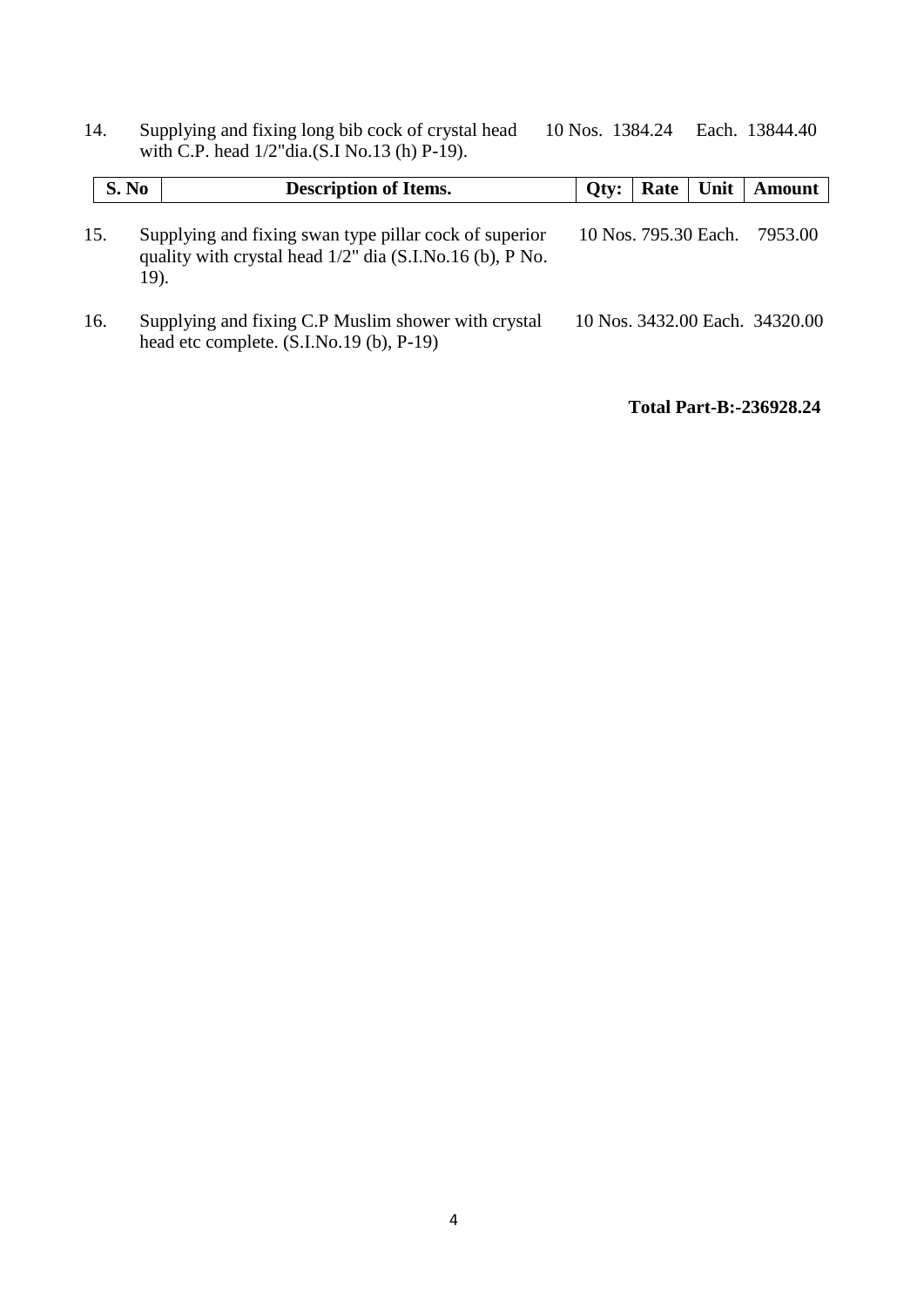| S. No | Description of Items. | Qty: | Rate | Unit | Amount |
|---|---|---|---|---|---|
| 14. | Supplying and fixing long bib cock of crystal head with C.P. head 1/2"dia.(S.I No.13 (h) P-19). | 10 Nos. | 1384.24 | Each. | 13844.40 |
| 15. | Supplying and fixing swan type pillar cock of superior quality with crystal head 1/2" dia (S.I.No.16 (b), P No. 19). | 10 Nos. | 795.30 | Each. | 7953.00 |
| 16. | Supplying and fixing C.P Muslim shower with crystal head etc complete. (S.I.No.19 (b), P-19) | 10 Nos. | 3432.00 | Each. | 34320.00 |

**Total Part-B:-236928.24**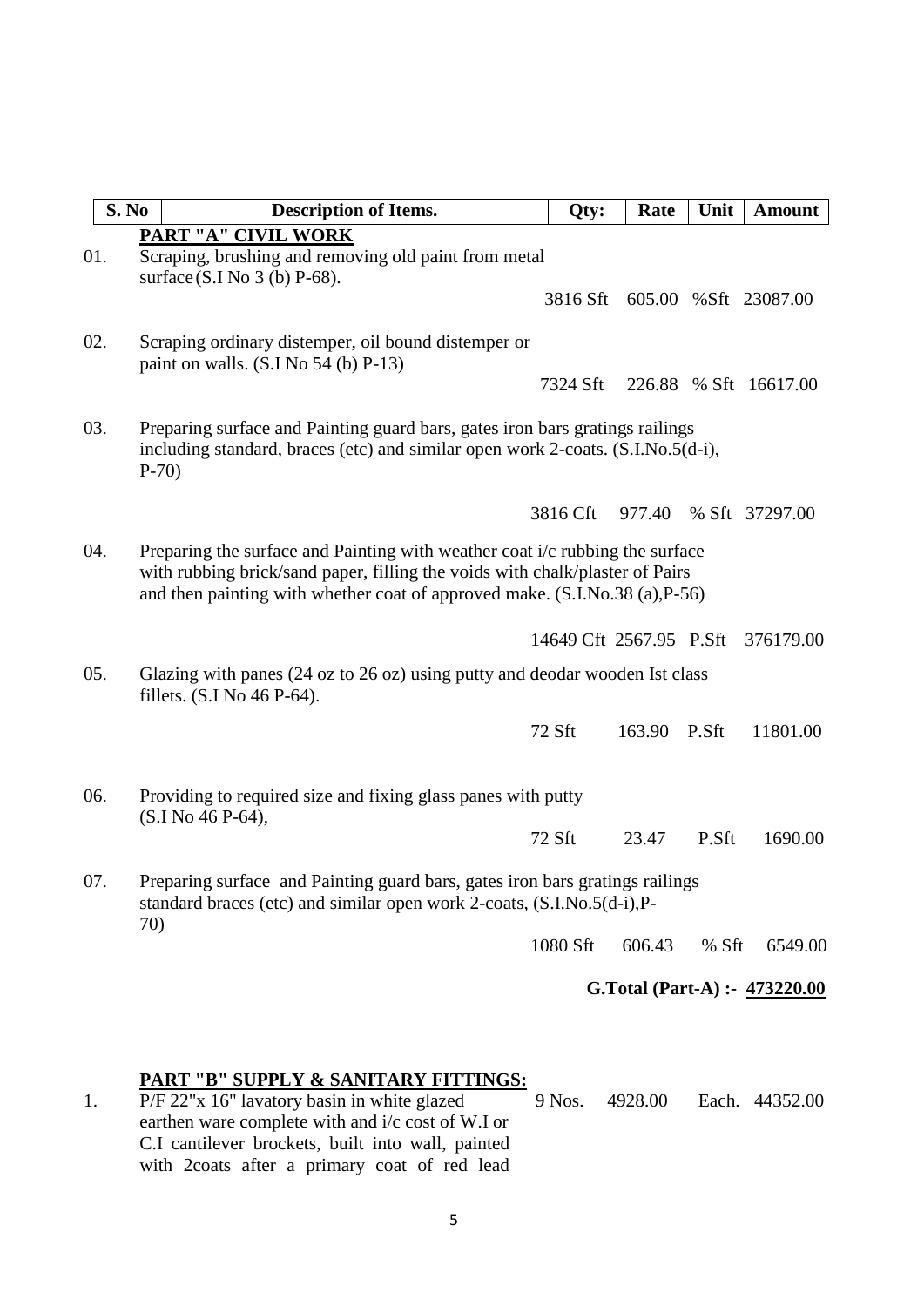| S. No | Description of Items. | Qty: | Rate | Unit | Amount |
|---|---|---|---|---|---|
| | **PART "A" CIVIL WORK** | | | | |
| 01. | Scraping, brushing and removing old paint from metal surface (S.I No 3 (b) P-68). | 3816 Sft | 605.00 | %Sft | 23087.00 |
| 02. | Scraping ordinary distemper, oil bound distemper or paint on walls. (S.I No 54 (b) P-13) | 7324 Sft | 226.88 | % Sft | 16617.00 |
| 03. | Preparing surface and Painting guard bars, gates iron bars gratings railings including standard, braces (etc) and similar open work 2-coats. (S.I.No.5(d-i), P-70) | 3816 Cft | 977.40 | % Sft | 37297.00 |
| 04. | Preparing the surface and Painting with weather coat i/c rubbing the surface with rubbing brick/sand paper, filling the voids with chalk/plaster of Pairs and then painting with whether coat of approved make. (S.I.No.38 (a),P-56) | 14649 Cft | 2567.95 | P.Sft | 376179.00 |
| 05. | Glazing with panes (24 oz to 26 oz) using putty and deodar wooden Ist class fillets. (S.I No 46 P-64). | 72 Sft | 163.90 | P.Sft | 11801.00 |
| 06. | Providing to required size and fixing glass panes with putty (S.I No 46 P-64), | 72 Sft | 23.47 | P.Sft | 1690.00 |
| 07. | Preparing surface and Painting guard bars, gates iron bars gratings railings standard braces (etc) and similar open work 2-coats, (S.I.No.5(d-i),P-70) | 1080 Sft | 606.43 | % Sft | 6549.00 |
| | | | | **G.Total (Part-A) :-** | **473220.00** |
| | **PART "B" SUPPLY & SANITARY FITTINGS:** | | | | |
| 1. | P/F 22"x 16" lavatory basin in white glazed earthen ware complete with and i/c cost of W.I or C.I cantilever brockets, built into wall, painted with 2coats after a primary coat of red lead | 9 Nos. | 4928.00 | Each. | 44352.00 |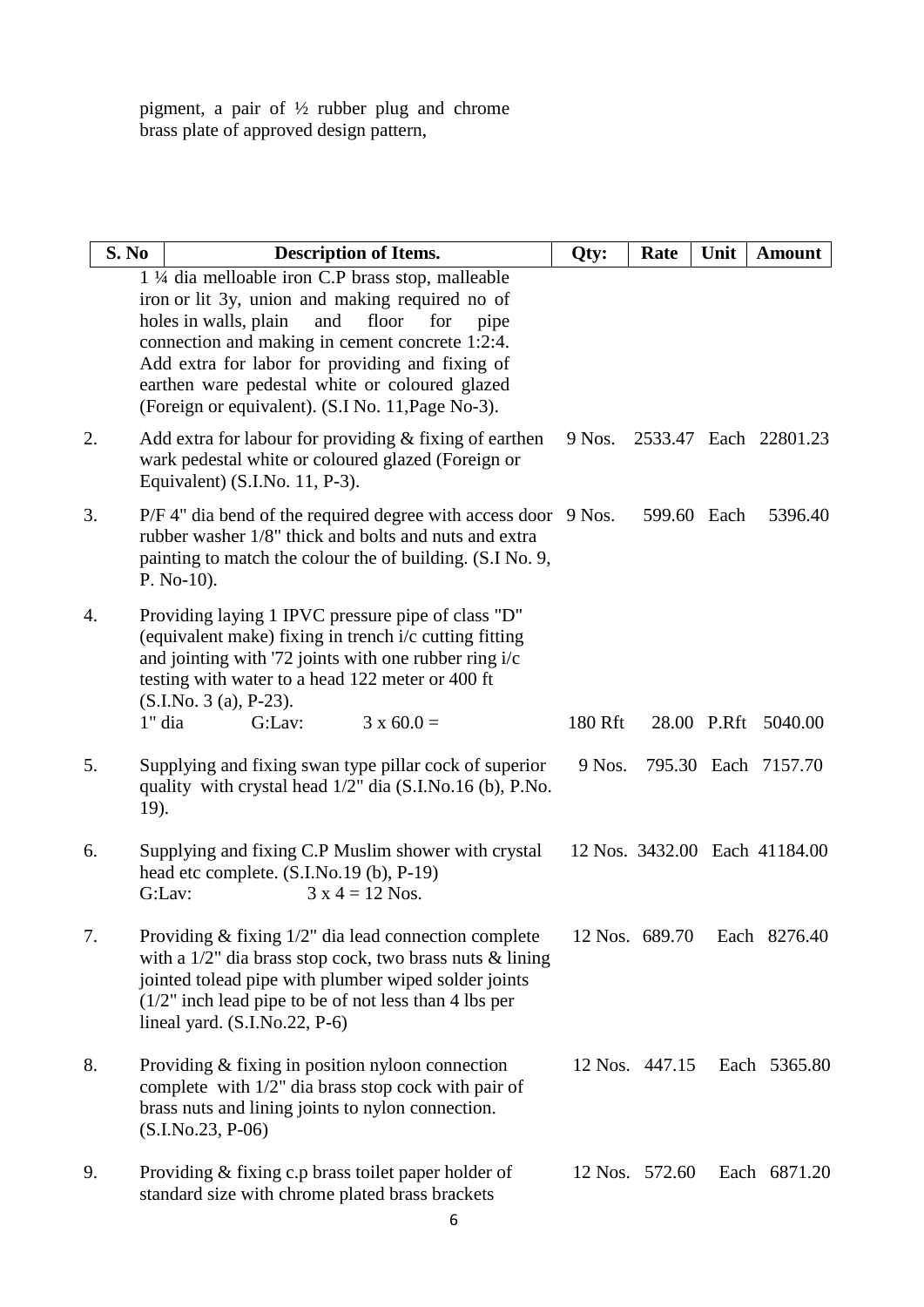pigment, a pair of ½ rubber plug and chrome brass plate of approved design pattern,

| S. No | Description of Items. | Qty: | Rate | Unit | Amount |
|---|---|---|---|---|---|
| | 1 ¼ dia melloable iron C.P brass stop, malleable iron or lit 3y, union and making required no of holes in walls, plain and floor for pipe connection and making in cement concrete 1:2:4. Add extra for labor for providing and fixing of earthen ware pedestal white or coloured glazed (Foreign or equivalent). (S.I No. 11,Page No-3). | | | | |
| 2. | Add extra for labour for providing & fixing of earthen wark pedestal white or coloured glazed (Foreign or Equivalent) (S.I.No. 11, P-3). | 9 Nos. | 2533.47 | Each | 22801.23 |
| 3. | P/F 4" dia bend of the required degree with access door rubber washer 1/8" thick and bolts and nuts and extra painting to match the colour the of building. (S.I No. 9, P. No-10). | 9 Nos. | 599.60 | Each | 5396.40 |
| 4. | Providing laying 1 IPVC pressure pipe of class "D" (equivalent make) fixing in trench i/c cutting fitting and jointing with '72 joints with one rubber ring i/c testing with water to a head 122 meter or 400 ft (S.I.No. 3 (a), P-23). | | | | |
| | 1" dia G:Lav: 3 x 60.0 = | 180 Rft | 28.00 | P.Rft | 5040.00 |
| 5. | Supplying and fixing swan type pillar cock of superior quality with crystal head 1/2" dia (S.I.No.16 (b), P.No. 19). | 9 Nos. | 795.30 | Each | 7157.70 |
| 6. | Supplying and fixing C.P Muslim shower with crystal head etc complete. (S.I.No.19 (b), P-19) G:Lav: 3 x 4 = 12 Nos. | 12 Nos. | 3432.00 | Each | 41184.00 |
| 7. | Providing & fixing 1/2" dia lead connection complete with a 1/2" dia brass stop cock, two brass nuts & lining jointed tolead pipe with plumber wiped solder joints (1/2" inch lead pipe to be of not less than 4 lbs per lineal yard. (S.I.No.22, P-6) | 12 Nos. | 689.70 | Each | 8276.40 |
| 8. | Providing & fixing in position nyloon connection complete with 1/2" dia brass stop cock with pair of brass nuts and lining joints to nylon connection. (S.I.No.23, P-06) | 12 Nos. | 447.15 | Each | 5365.80 |
| 9. | Providing & fixing c.p brass toilet paper holder of standard size with chrome plated brass brackets | 12 Nos. | 572.60 | Each | 6871.20 |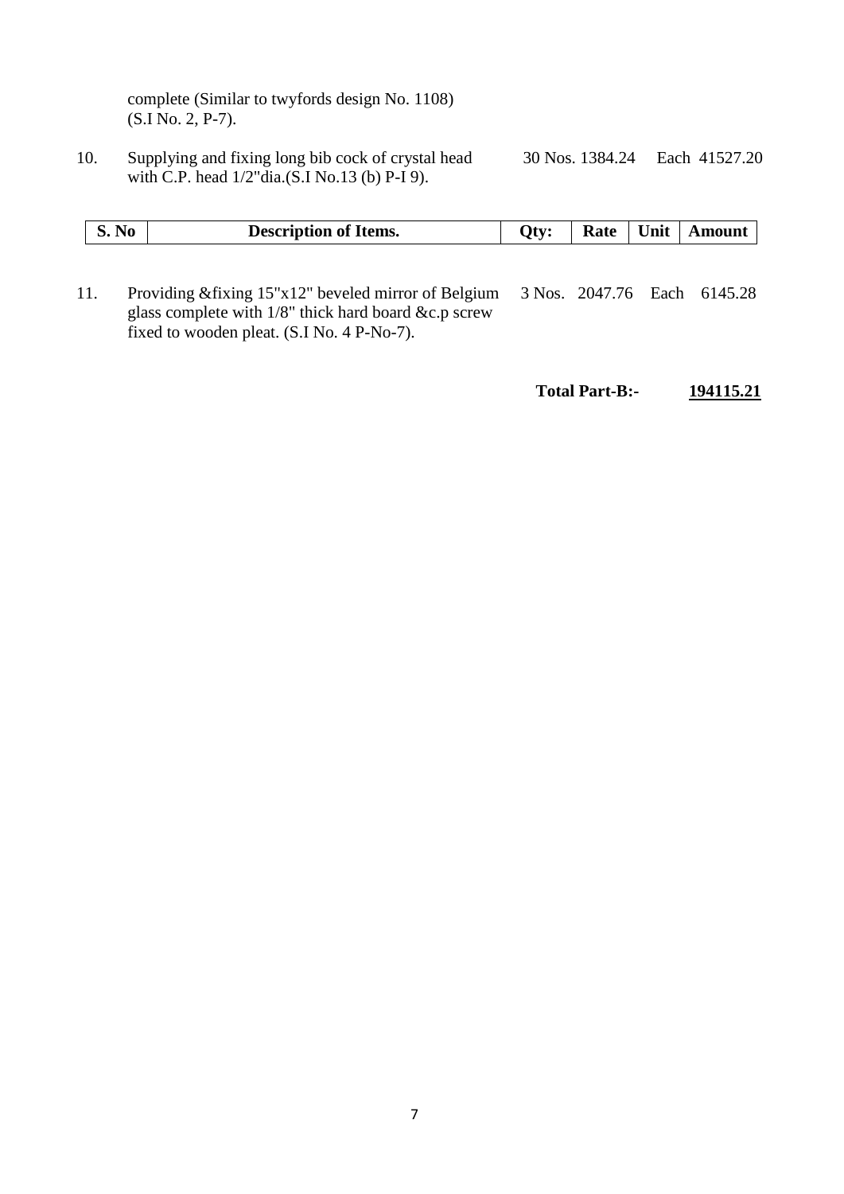| S. No | Description of Items. | Qty: | Rate | Unit | Amount |
|---|---|---|---|---|---|
| | complete (Similar to twyfords design No. 1108) (S.I No. 2, P-7). | | | | |
| 10. | Supplying and fixing long bib cock of crystal head with C.P. head 1/2"dia.(S.I No.13 (b) P-I 9). | 30 Nos. | 1384.24 | Each | 41527.20 |
| 11. | Providing &fixing 15"x12" beveled mirror of Belgium glass complete with 1/8" thick hard board &c.p screw fixed to wooden pleat. (S.I No. 4 P-No-7). | 3 Nos. | 2047.76 | Each | 6145.28 |

**Total Part-B:-** **194115.21**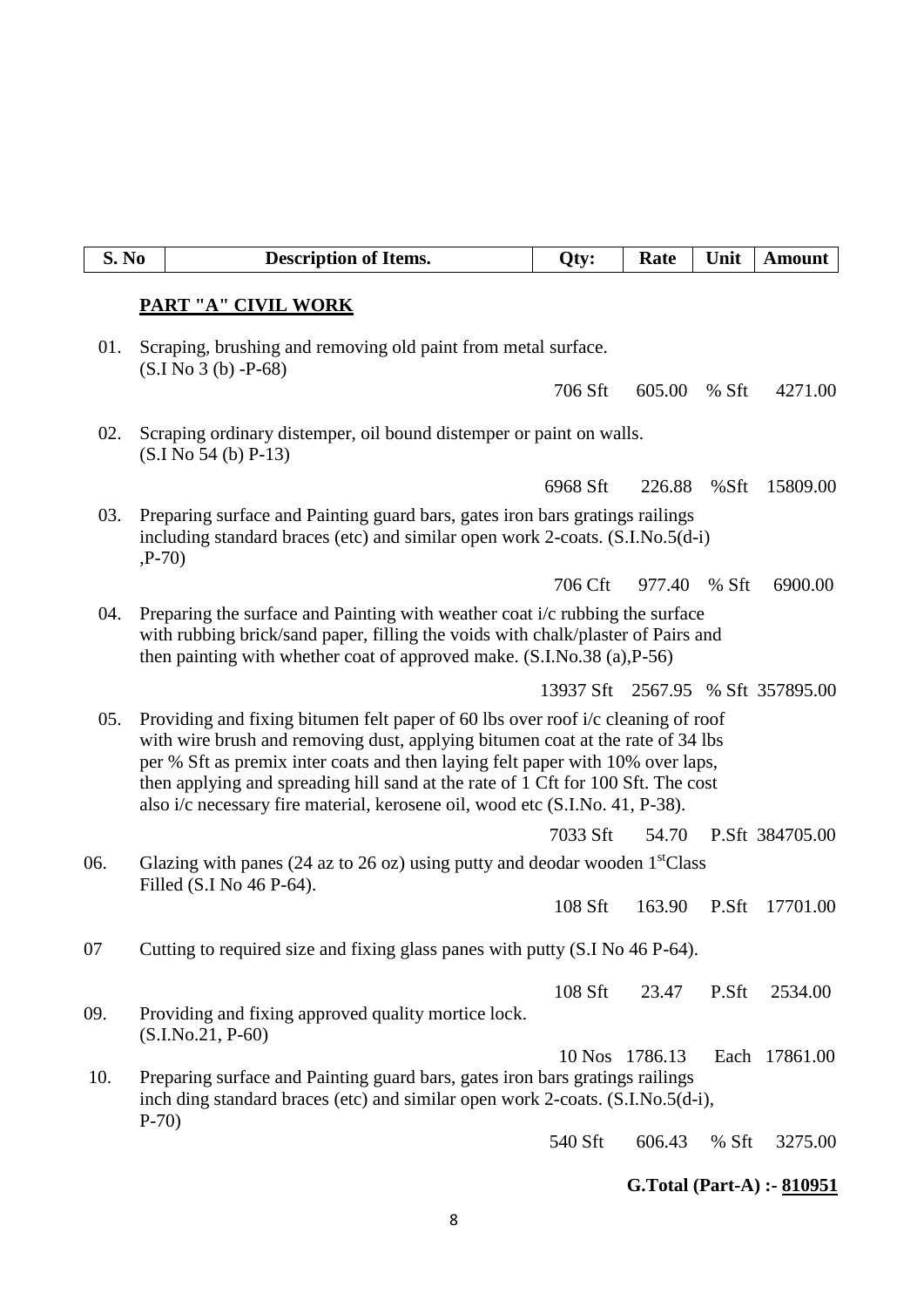| S. No | Description of Items. | Qty: | Rate | Unit | Amount |
|---|---|---|---|---|---|
| | **PART "A" CIVIL WORK** | | | | |
| 01. | Scraping, brushing and removing old paint from metal surface. (S.I No 3 (b) -P-68) | 706 Sft | 605.00 | % Sft | 4271.00 |
| 02. | Scraping ordinary distemper, oil bound distemper or paint on walls. (S.I No 54 (b) P-13) | 6968 Sft | 226.88 | %Sft | 15809.00 |
| 03. | Preparing surface and Painting guard bars, gates iron bars gratings railings including standard braces (etc) and similar open work 2-coats. (S.I.No.5(d-i) ,P-70) | 706 Cft | 977.40 | % Sft | 6900.00 |
| 04. | Preparing the surface and Painting with weather coat i/c rubbing the surface with rubbing brick/sand paper, filling the voids with chalk/plaster of Pairs and then painting with whether coat of approved make. (S.I.No.38 (a),P-56) | 13937 Sft | 2567.95 | % Sft | 357895.00 |
| 05. | Providing and fixing bitumen felt paper of 60 lbs over roof i/c cleaning of roof with wire brush and removing dust, applying bitumen coat at the rate of 34 lbs per % Sft as premix inter coats and then laying felt paper with 10% over laps, then applying and spreading hill sand at the rate of 1 Cft for 100 Sft. The cost also i/c necessary fire material, kerosene oil, wood etc (S.I.No. 41, P-38). | 7033 Sft | 54.70 | P.Sft | 384705.00 |
| 06. | Glazing with panes (24 az to 26 oz) using putty and deodar wooden 1st Class Filled (S.I No 46 P-64). | 108 Sft | 163.90 | P.Sft | 17701.00 |
| 07 | Cutting to required size and fixing glass panes with putty (S.I No 46 P-64). | 108 Sft | 23.47 | P.Sft | 2534.00 |
| 09. | Providing and fixing approved quality mortice lock. (S.I.No.21, P-60) | 10 Nos | 1786.13 | Each | 17861.00 |
| 10. | Preparing surface and Painting guard bars, gates iron bars gratings railings inch ding standard braces (etc) and similar open work 2-coats. (S.I.No.5(d-i), P-70) | 540 Sft | 606.43 | % Sft | 3275.00 |

**G.Total (Part-A) :- 810951**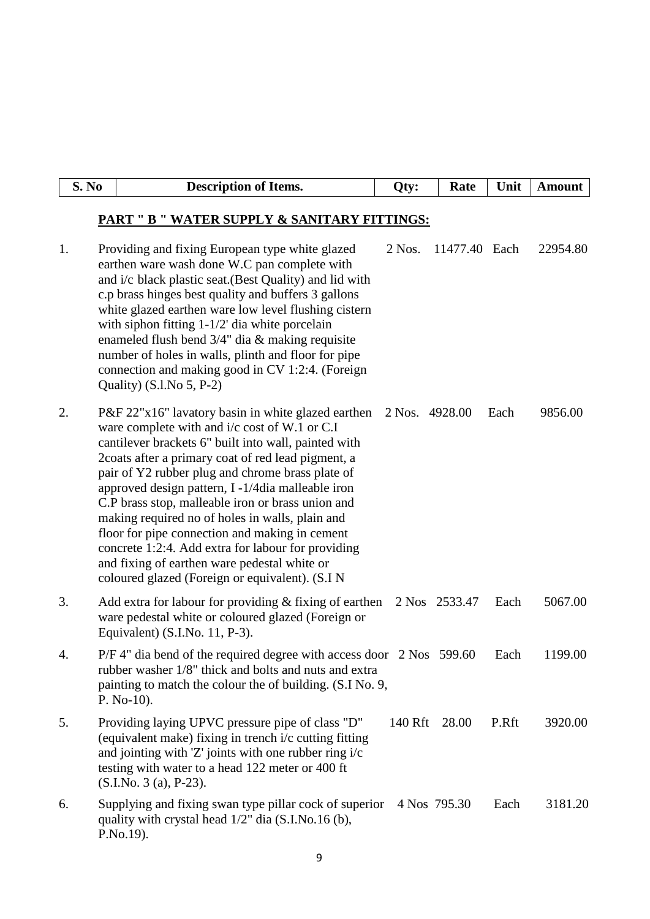| S. No | Description of Items. | Qty: | Rate | Unit | Amount |
|---|---|---|---|---|---|
| | **PART " B " WATER SUPPLY & SANITARY FITTINGS:** | | | | |
| 1. | Providing and fixing European type white glazed earthen ware wash done W.C pan complete with and i/c black plastic seat.(Best Quality) and lid with c.p brass hinges best quality and buffers 3 gallons white glazed earthen ware low level flushing cistern with siphon fitting 1-1/2' dia white porcelain enameled flush bend 3/4" dia & making requisite number of holes in walls, plinth and floor for pipe connection and making good in CV 1:2:4. (Foreign Quality) (S.l.No 5, P-2) | 2 Nos. | 11477.40 | Each | 22954.80 |
| 2. | P&F 22"x16" lavatory basin in white glazed earthen ware complete with and i/c cost of W.1 or C.I cantilever brackets 6" built into wall, painted with 2coats after a primary coat of red lead pigment, a pair of Y2 rubber plug and chrome brass plate of approved design pattern, I -1/4dia malleable iron C.P brass stop, malleable iron or brass union and making required no of holes in walls, plain and floor for pipe connection and making in cement concrete 1:2:4. Add extra for labour for providing and fixing of earthen ware pedestal white or coloured glazed (Foreign or equivalent). (S.I N | 2 Nos. | 4928.00 | Each | 9856.00 |
| 3. | Add extra for labour for providing & fixing of earthen ware pedestal white or coloured glazed (Foreign or Equivalent) (S.I.No. 11, P-3). | 2 Nos | 2533.47 | Each | 5067.00 |
| 4. | P/F 4" dia bend of the required degree with access door rubber washer 1/8" thick and bolts and nuts and extra painting to match the colour the of building. (S.I No. 9, P. No-10). | 2 Nos | 599.60 | Each | 1199.00 |
| 5. | Providing laying UPVC pressure pipe of class "D" (equivalent make) fixing in trench i/c cutting fitting and jointing with 'Z' joints with one rubber ring i/c testing with water to a head 122 meter or 400 ft (S.I.No. 3 (a), P-23). | 140 Rft | 28.00 | P.Rft | 3920.00 |
| 6. | Supplying and fixing swan type pillar cock of superior quality with crystal head 1/2" dia (S.I.No.16 (b), P.No.19). | 4 Nos | 795.30 | Each | 3181.20 |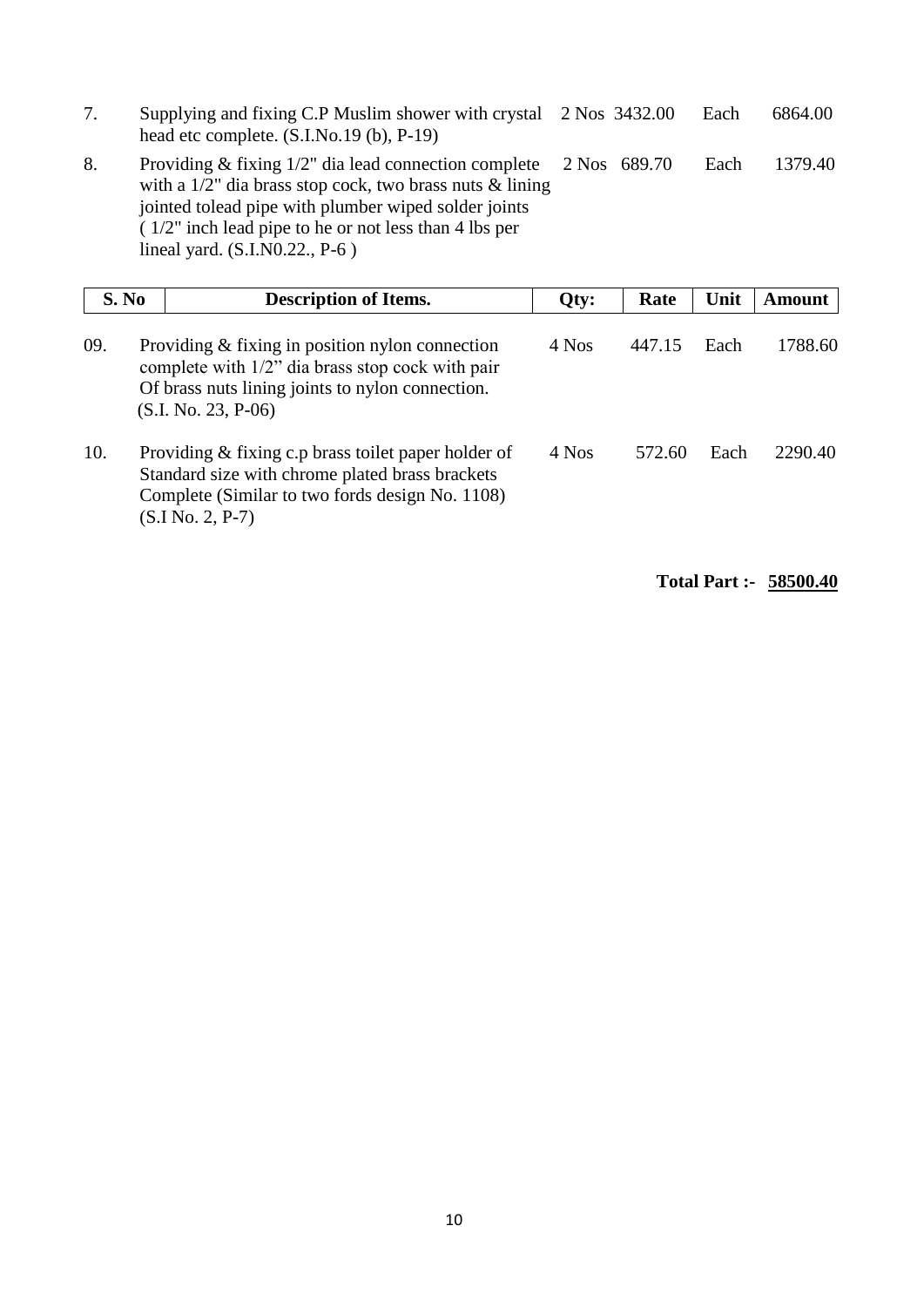| S. No | Description of Items. | Qty: | Rate | Unit | Amount |
|---|---|---|---|---|---|
| 7. | Supplying and fixing C.P Muslim shower with crystal head etc complete. (S.I.No.19 (b), P-19) | 2 Nos | 3432.00 | Each | 6864.00 |
| 8. | Providing & fixing 1/2" dia lead connection complete with a 1/2" dia brass stop cock, two brass nuts & lining jointed tolead pipe with plumber wiped solder joints ( 1/2" inch lead pipe to he or not less than 4 lbs per lineal yard. (S.I.N0.22., P-6 ) | 2 Nos | 689.70 | Each | 1379.40 |
| 09. | Providing & fixing in position nylon connection complete with 1/2" dia brass stop cock with pair Of brass nuts lining joints to nylon connection. (S.I. No. 23, P-06) | 4 Nos | 447.15 | Each | 1788.60 |
| 10. | Providing & fixing c.p brass toilet paper holder of Standard size with chrome plated brass brackets Complete (Similar to two fords design No. 1108) (S.I No. 2, P-7) | 4 Nos | 572.60 | Each | 2290.40 |

**Total Part :- 58500.40**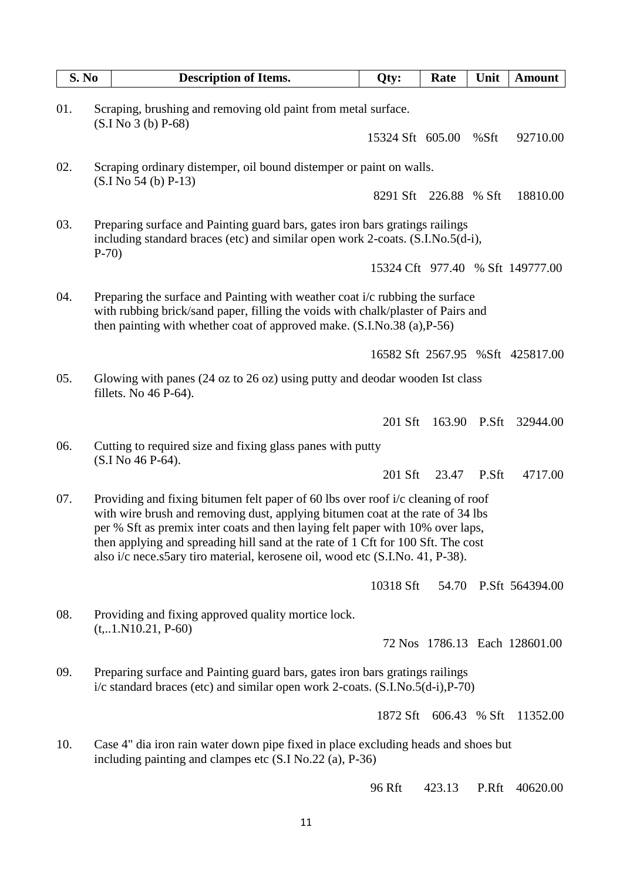| S. No | Description of Items. | Qty: | Rate | Unit | Amount |
|---|---|---|---|---|---|
| 01. | Scraping, brushing and removing old paint from metal surface. (S.I No 3 (b) P-68) | 15324 Sft | 605.00 | %Sft | 92710.00 |
| 02. | Scraping ordinary distemper, oil bound distemper or paint on walls. (S.I No 54 (b) P-13) | 8291 Sft | 226.88 | % Sft | 18810.00 |
| 03. | Preparing surface and Painting guard bars, gates iron bars gratings railings including standard braces (etc) and similar open work 2-coats. (S.I.No.5(d-i), P-70) | 15324 Cft | 977.40 | % Sft | 149777.00 |
| 04. | Preparing the surface and Painting with weather coat i/c rubbing the surface with rubbing brick/sand paper, filling the voids with chalk/plaster of Pairs and then painting with whether coat of approved make. (S.I.No.38 (a),P-56) | 16582 Sft | 2567.95 | %Sft | 425817.00 |
| 05. | Glowing with panes (24 oz to 26 oz) using putty and deodar wooden Ist class fillets. No 46 P-64). | 201 Sft | 163.90 | P.Sft | 32944.00 |
| 06. | Cutting to required size and fixing glass panes with putty (S.I No 46 P-64). | 201 Sft | 23.47 | P.Sft | 4717.00 |
| 07. | Providing and fixing bitumen felt paper of 60 lbs over roof i/c cleaning of roof with wire brush and removing dust, applying bitumen coat at the rate of 34 lbs per % Sft as premix inter coats and then laying felt paper with 10% over laps, then applying and spreading hill sand at the rate of 1 Cft for 100 Sft. The cost also i/c nece.s5ary tiro material, kerosene oil, wood etc (S.I.No. 41, P-38). | 10318 Sft | 54.70 | P.Sft | 564394.00 |
| 08. | Providing and fixing approved quality mortice lock. (t,..1.N10.21, P-60) | 72 Nos | 1786.13 | Each | 128601.00 |
| 09. | Preparing surface and Painting guard bars, gates iron bars gratings railings i/c standard braces (etc) and similar open work 2-coats. (S.I.No.5(d-i),P-70) | 1872 Sft | 606.43 | % Sft | 11352.00 |
| 10. | Case 4" dia iron rain water down pipe fixed in place excluding heads and shoes but including painting and clampes etc (S.I No.22 (a), P-36) | 96 Rft | 423.13 | P.Rft | 40620.00 |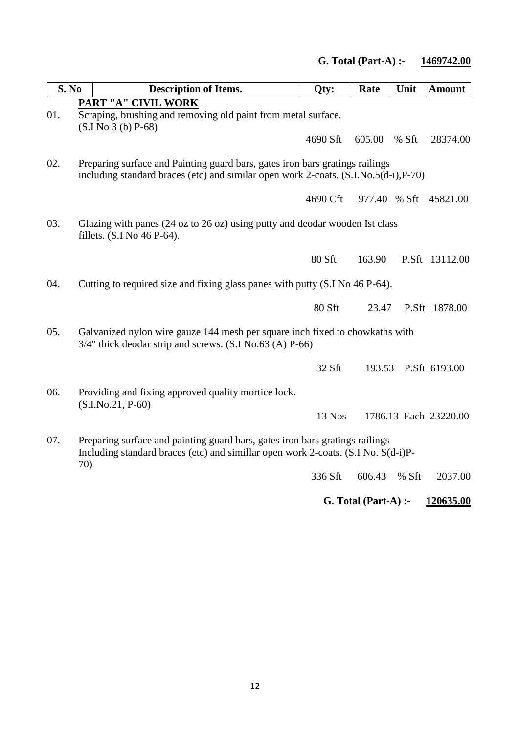**G. Total (Part-A) :- 1469742.00**

| S. No | Description of Items. | Qty: | Rate | Unit | Amount |
|---|---|---|---|---|---|
| | **PART "A" CIVIL WORK** | | | | |
| 01. | Scraping, brushing and removing old paint from metal surface. (S.I No 3 (b) P-68) | 4690 Sft | 605.00 | % Sft | 28374.00 |
| 02. | Preparing surface and Painting guard bars, gates iron bars gratings railings including standard braces (etc) and similar open work 2-coats. (S.I.No.5(d-i),P-70) | 4690 Cft | 977.40 | % Sft | 45821.00 |
| 03. | Glazing with panes (24 oz to 26 oz) using putty and deodar wooden Ist class fillets. (S.I No 46 P-64). | 80 Sft | 163.90 | P.Sft | 13112.00 |
| 04. | Cutting to required size and fixing glass panes with putty (S.I No 46 P-64). | 80 Sft | 23.47 | P.Sft | 1878.00 |
| 05. | Galvanized nylon wire gauze 144 mesh per square inch fixed to chowkaths with 3/4" thick deodar strip and screws. (S.I No.63 (A) P-66) | 32 Sft | 193.53 | P.Sft | 6193.00 |
| 06. | Providing and fixing approved quality mortice lock. (S.I.No.21, P-60) | 13 Nos | 1786.13 | Each | 23220.00 |
| 07. | Preparing surface and painting guard bars, gates iron bars gratings railings Including standard braces (etc) and simillar open work 2-coats. (S.I No. S(d-i)P-70) | 336 Sft | 606.43 | % Sft | 2037.00 |

**G. Total (Part-A) :- 120635.00**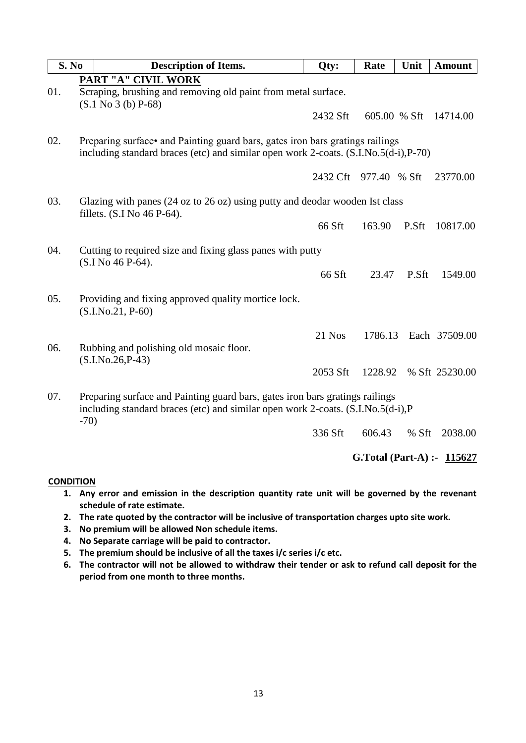| S. No | Description of Items. | Qty: | Rate | Unit | Amount |
|---|---|---|---|---|---|
| | **PART "A" CIVIL WORK** | | | | |
| 01. | Scraping, brushing and removing old paint from metal surface. (S.1 No 3 (b) P-68) | 2432 Sft | 605.00 | % Sft | 14714.00 |
| 02. | Preparing surface• and Painting guard bars, gates iron bars gratings railings including standard braces (etc) and similar open work 2-coats. (S.I.No.5(d-i),P-70) | 2432 Cft | 977.40 | % Sft | 23770.00 |
| 03. | Glazing with panes (24 oz to 26 oz) using putty and deodar wooden Ist class fillets. (S.I No 46 P-64). | 66 Sft | 163.90 | P.Sft | 10817.00 |
| 04. | Cutting to required size and fixing glass panes with putty (S.I No 46 P-64). | 66 Sft | 23.47 | P.Sft | 1549.00 |
| 05. | Providing and fixing approved quality mortice lock. (S.I.No.21, P-60) | 21 Nos | 1786.13 | Each | 37509.00 |
| 06. | Rubbing and polishing old mosaic floor. (S.I.No.26,P-43) | 2053 Sft | 1228.92 | % Sft | 25230.00 |
| 07. | Preparing surface and Painting guard bars, gates iron bars gratings railings including standard braces (etc) and similar open work 2-coats. (S.I.No.5(d-i),P -70) | 336 Sft | 606.43 | % Sft | 2038.00 |

**G.Total (Part-A) :- 115627**

**CONDITION**

1. **Any error and emission in the description quantity rate unit will be governed by the revenant schedule of rate estimate.**
2. **The rate quoted by the contractor will be inclusive of transportation charges upto site work.**
3. **No premium will be allowed Non schedule items.**
4. **No Separate carriage will be paid to contractor.**
5. **The premium should be inclusive of all the taxes i/c series i/c etc.**
6. **The contractor will not be allowed to withdraw their tender or ask to refund call deposit for the period from one month to three months.**